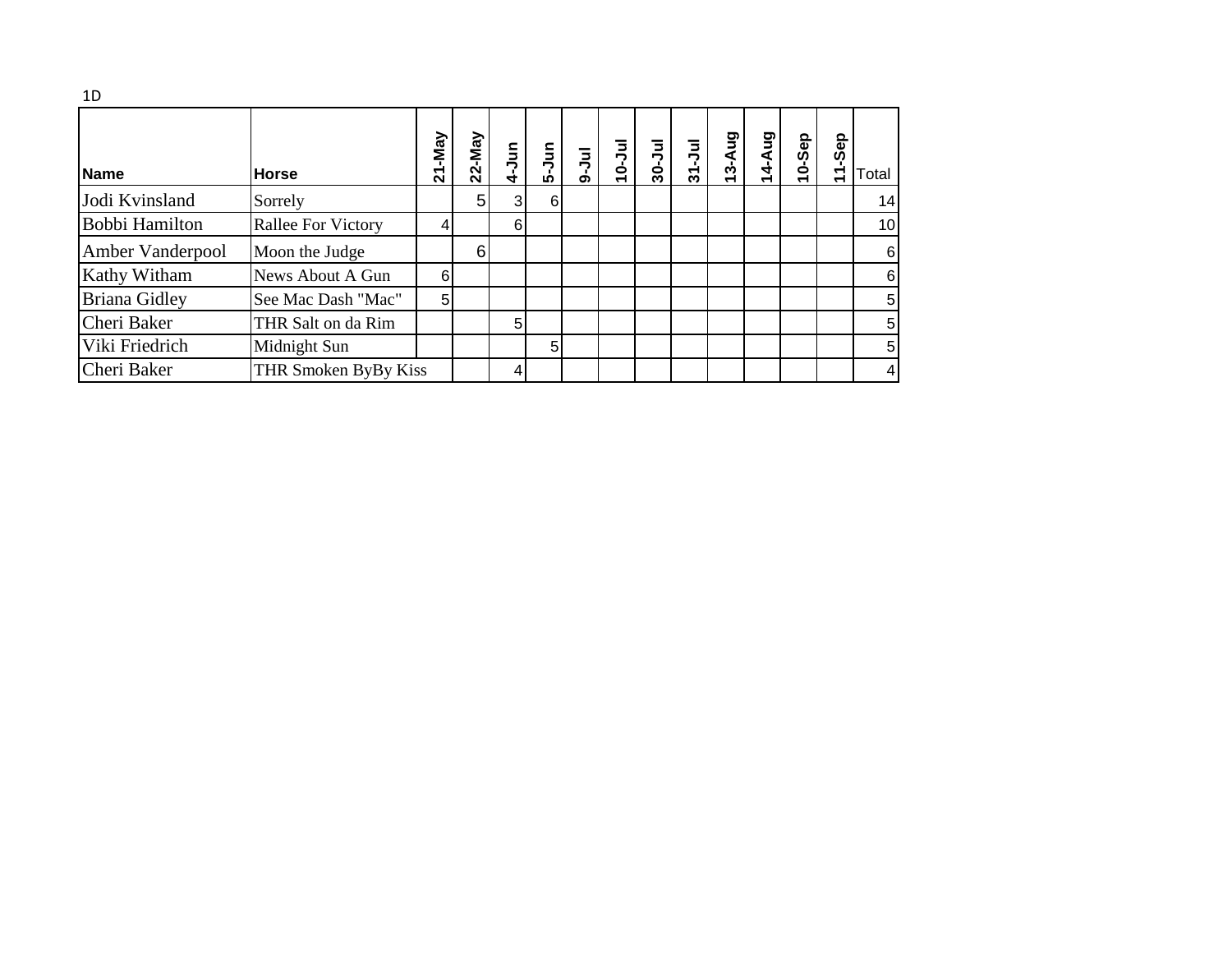1D

| Name | Horse | 21-May | 22-May | 4-Jun | 5-Jun | 9-Jul | 10-Jul | 30-Jul | 31-Jul | 13-Aug | 14-Aug | 10-Sep | 11-Sep | Total |
|---|---|---|---|---|---|---|---|---|---|---|---|---|---|---|
| Jodi Kvinsland | Sorrely | | 5 | 3 | 6 | | | | | | | | | 14 |
| Bobbi Hamilton | Rallee For Victory | 4 | | 6 | | | | | | | | | | 10 |
| Amber Vanderpool | Moon the Judge | | 6 | | | | | | | | | | | 6 |
| Kathy Witham | News About A Gun | 6 | | | | | | | | | | | | 6 |
| Briana Gidley | See Mac Dash "Mac" | 5 | | | | | | | | | | | | 5 |
| Cheri Baker | THR Salt on da Rim | | | 5 | | | | | | | | | | 5 |
| Viki Friedrich | Midnight Sun | | | | 5 | | | | | | | | | 5 |
| Cheri Baker | THR Smoken ByBy Kiss | | | 4 | | | | | | | | | | 4 |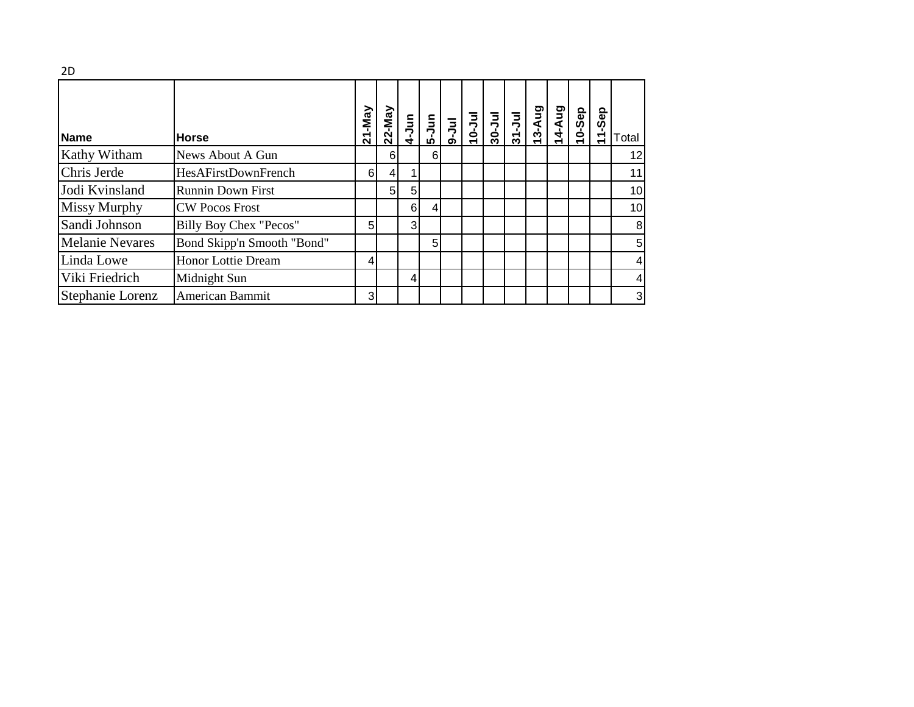2D

| Name | Horse | 21-May | 22-May | 4-Jun | 5-Jun | 9-Jul | 10-Jul | 30-Jul | 31-Jul | 13-Aug | 14-Aug | 10-Sep | 11-Sep | Total |
|---|---|---|---|---|---|---|---|---|---|---|---|---|---|---|
| Kathy Witham | News About A Gun | | 6 | | 6 | | | | | | | | | 12 |
| Chris Jerde | HesAFirstDownFrench | 6 | 4 | 1 | | | | | | | | | | 11 |
| Jodi Kvinsland | Runnin Down First | | 5 | 5 | | | | | | | | | | 10 |
| Missy Murphy | CW Pocos Frost | | | 6 | 4 | | | | | | | | | 10 |
| Sandi Johnson | Billy Boy Chex "Pecos" | 5 | | 3 | | | | | | | | | | 8 |
| Melanie Nevares | Bond Skipp'n Smooth "Bond" | | | | 5 | | | | | | | | | 5 |
| Linda Lowe | Honor Lottie Dream | 4 | | | | | | | | | | | | 4 |
| Viki Friedrich | Midnight Sun | | | 4 | | | | | | | | | | 4 |
| Stephanie Lorenz | American Bammit | 3 | | | | | | | | | | | | 3 |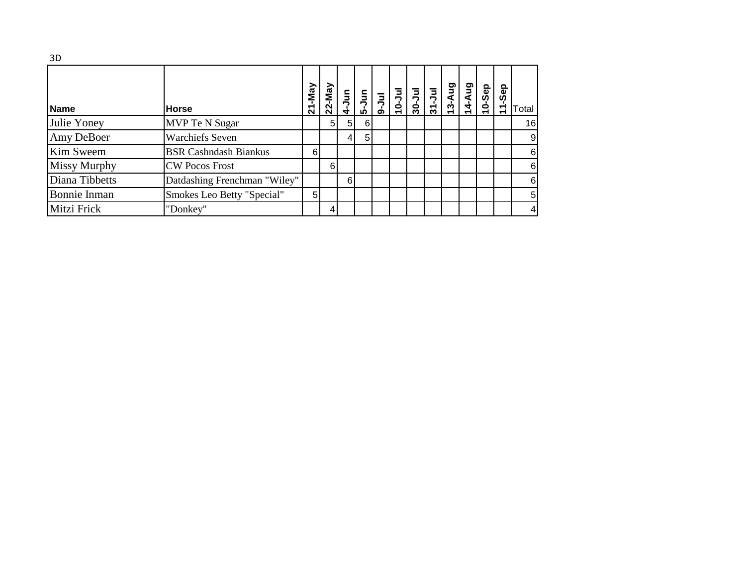3D

| Name | Horse | 21-May | 22-May | 4-Jun | 5-Jun | 9-Jul | 10-Jul | 30-Jul | 31-Jul | 13-Aug | 14-Aug | 10-Sep | 11-Sep | Total |
|---|---|---|---|---|---|---|---|---|---|---|---|---|---|---|
| Julie Yoney | MVP Te N Sugar | | 5 | 5 | 6 | | | | | | | | | 16 |
| Amy DeBoer | Warchiefs Seven | | | 4 | 5 | | | | | | | | | 9 |
| Kim Sweem | BSR Cashndash Biankus | 6 | | | | | | | | | | | | 6 |
| Missy Murphy | CW Pocos Frost | | 6 | | | | | | | | | | | 6 |
| Diana Tibbetts | Datdashing Frenchman "Wiley" | | | 6 | | | | | | | | | | 6 |
| Bonnie Inman | Smokes Leo Betty "Special" | 5 | | | | | | | | | | | | 5 |
| Mitzi Frick | "Donkey" | | 4 | | | | | | | | | | | 4 |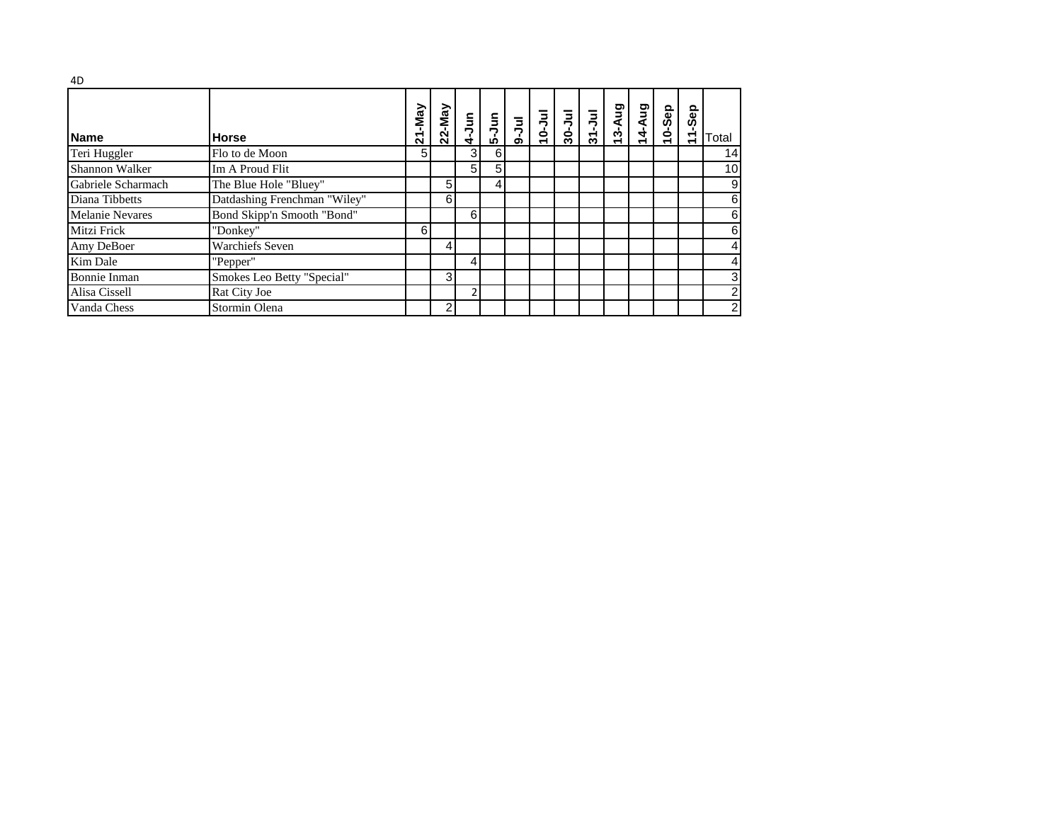4D

| Name | Horse | 21-May | 22-May | 4-Jun | 5-Jun | 9-Jul | 10-Jul | 30-Jul | 31-Jul | 13-Aug | 14-Aug | 10-Sep | 11-Sep | Total |
|---|---|---|---|---|---|---|---|---|---|---|---|---|---|---|
| Teri Huggler | Flo to de Moon | 5 | | 3 | 6 | | | | | | | | | 14 |
| Shannon Walker | Im A Proud Flit | | | 5 | 5 | | | | | | | | | 10 |
| Gabriele Scharmach | The Blue Hole "Bluey" | | 5 | | 4 | | | | | | | | | 9 |
| Diana Tibbetts | Datdashing Frenchman "Wiley" | | 6 | | | | | | | | | | | 6 |
| Melanie Nevares | Bond Skipp'n Smooth "Bond" | | | 6 | | | | | | | | | | 6 |
| Mitzi Frick | "Donkey" | 6 | | | | | | | | | | | | 6 |
| Amy DeBoer | Warchiefs Seven | | 4 | | | | | | | | | | | 4 |
| Kim Dale | "Pepper" | | | 4 | | | | | | | | | | 4 |
| Bonnie Inman | Smokes Leo Betty "Special" | | 3 | | | | | | | | | | | 3 |
| Alisa Cissell | Rat City Joe | | | 2 | | | | | | | | | | 2 |
| Vanda Chess | Stormin Olena | | 2 | | | | | | | | | | | 2 |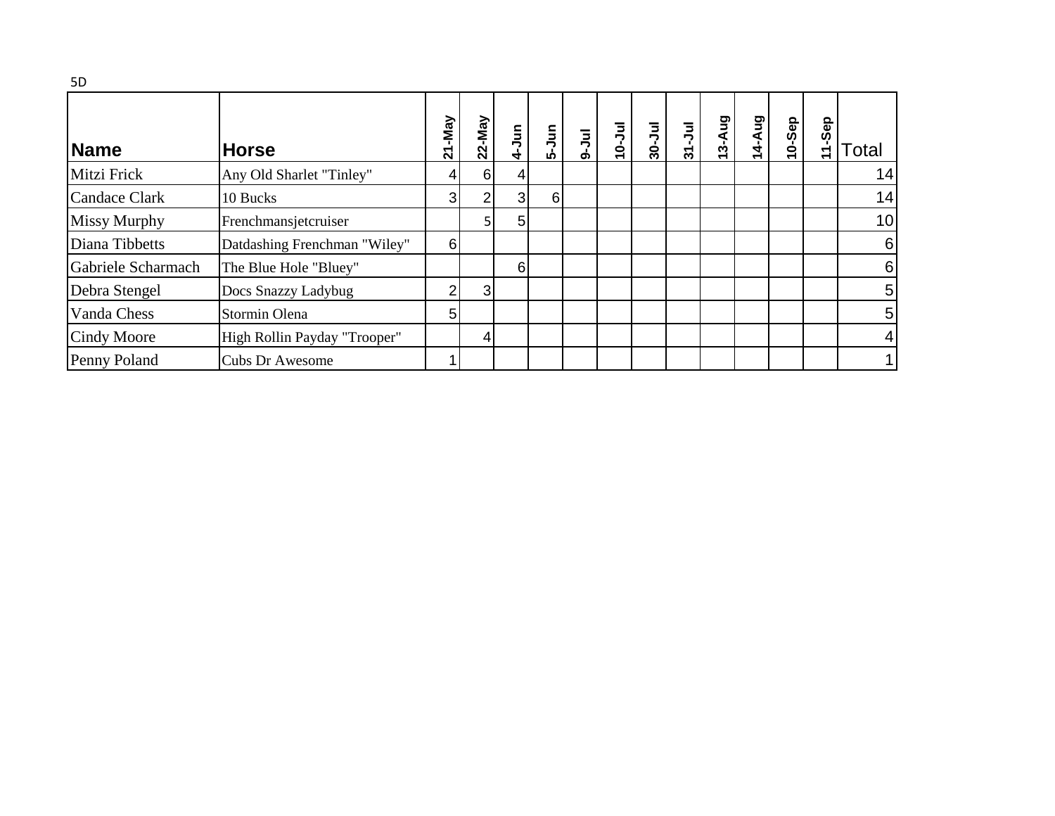5D

| Name | Horse | 21-May | 22-May | 4-Jun | 5-Jun | 9-Jul | 10-Jul | 30-Jul | 31-Jul | 13-Aug | 14-Aug | 10-Sep | 11-Sep | Total |
|---|---|---|---|---|---|---|---|---|---|---|---|---|---|---|
| Mitzi Frick | Any Old Sharlet "Tinley" | 4 | 6 | 4 | | | | | | | | | | 14 |
| Candace Clark | 10 Bucks | 3 | 2 | 3 | 6 | | | | | | | | | 14 |
| Missy Murphy | Frenchmansjetcruiser | | 5 | 5 | | | | | | | | | | 10 |
| Diana Tibbetts | Datdashing Frenchman "Wiley" | 6 | | | | | | | | | | | | 6 |
| Gabriele Scharmach | The Blue Hole "Bluey" | | | 6 | | | | | | | | | | 6 |
| Debra Stengel | Docs Snazzy Ladybug | 2 | 3 | | | | | | | | | | | 5 |
| Vanda Chess | Stormin Olena | 5 | | | | | | | | | | | | 5 |
| Cindy Moore | High Rollin Payday "Trooper" | | 4 | | | | | | | | | | | 4 |
| Penny Poland | Cubs Dr Awesome | 1 | | | | | | | | | | | | 1 |